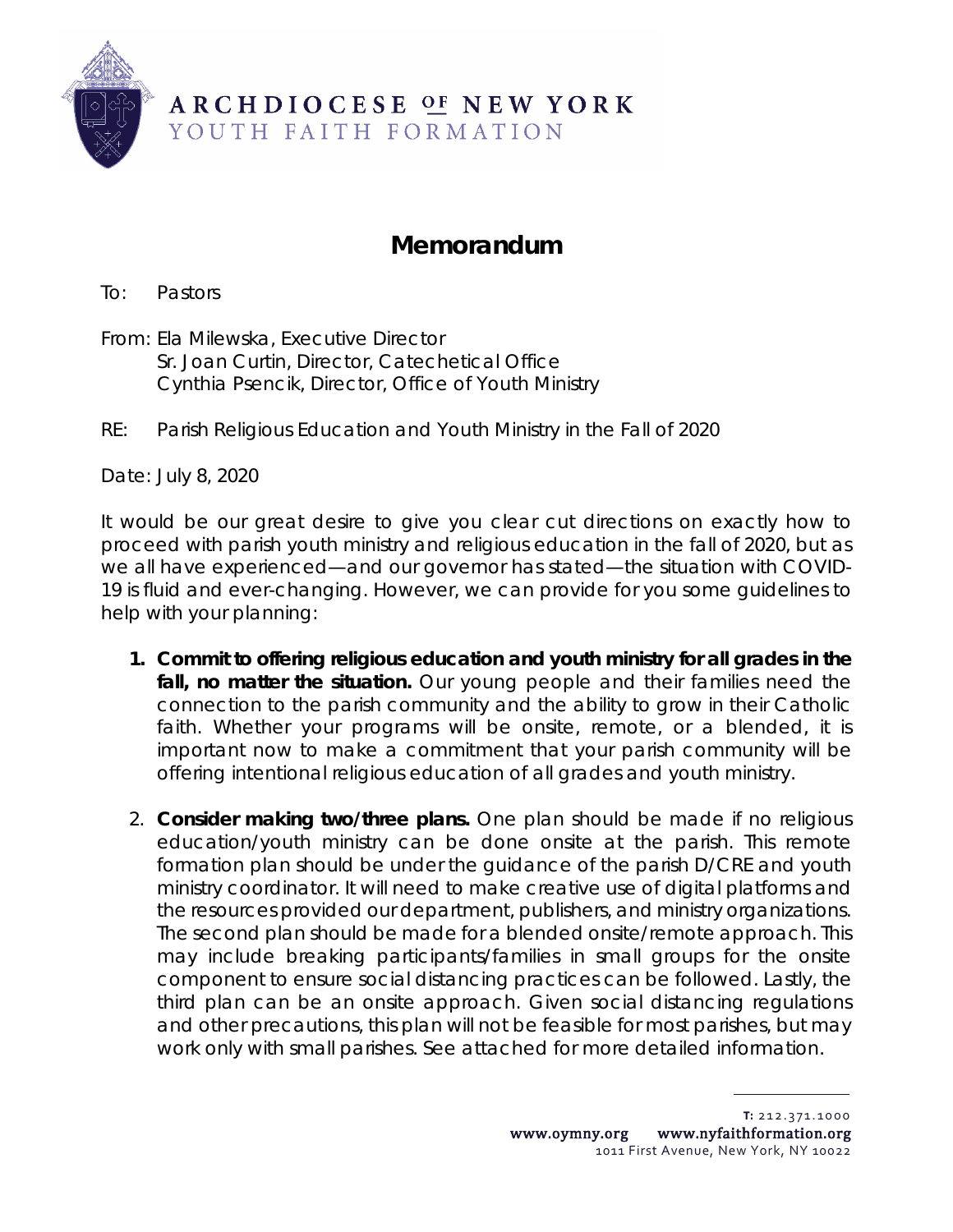ARCHDIOCESE OF NEW YORK
YOUTH FAITH FORMATION

# Memorandum

To: Pastors

From: Ela Milewska, Executive Director
Sr. Joan Curtin, Director, Catechetical Office
Cynthia Psencik, Director, Office of Youth Ministry

RE: Parish Religious Education and Youth Ministry in the Fall of 2020

Date: July 8, 2020

It would be our great desire to give you clear cut directions on exactly how to proceed with parish youth ministry and religious education in the fall of 2020, but as we all have experienced—and our governor has stated—the situation with COVID-19 is fluid and ever-changing. However, we can provide for you some guidelines to help with your planning:

1. **Commit to offering religious education and youth ministry for all grades in the fall, no matter the situation.** Our young people and their families need the connection to the parish community and the ability to grow in their Catholic faith. Whether your programs will be onsite, remote, or a blended, it is important now to make a commitment that your parish community will be offering intentional religious education of all grades and youth ministry.

2. **Consider making two/three plans.** One plan should be made if no religious education/youth ministry can be done onsite at the parish. This remote formation plan should be under the guidance of the parish D/CRE and youth ministry coordinator. It will need to make creative use of digital platforms and the resources provided our department, publishers, and ministry organizations. The second plan should be made for a blended onsite/remote approach. This may include breaking participants/families in small groups for the onsite component to ensure social distancing practices can be followed. Lastly, the third plan can be an onsite approach. Given social distancing regulations and other precautions, this plan will not be feasible for most parishes, but may work only with small parishes. See attached for more detailed information.

T: 212.371.1000
www.oymny.org www.nyfaithformation.org
1011 First Avenue, New York, NY 10022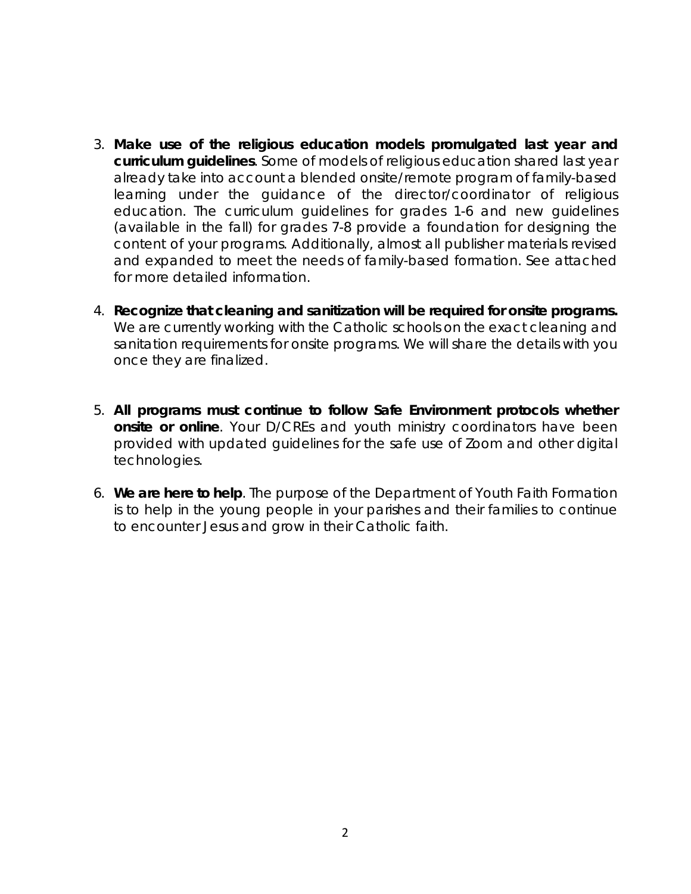3. **Make use of the religious education models promulgated last year and curriculum guidelines**. Some of models of religious education shared last year already take into account a blended onsite/remote program of family-based learning under the guidance of the director/coordinator of religious education. The curriculum guidelines for grades 1-6 and new guidelines (available in the fall) for grades 7-8 provide a foundation for designing the content of your programs. Additionally, almost all publisher materials revised and expanded to meet the needs of family-based formation. See attached for more detailed information.

4. **Recognize that cleaning and sanitization will be required for onsite programs.** We are currently working with the Catholic schools on the exact cleaning and sanitation requirements for onsite programs. We will share the details with you once they are finalized.

5. **All programs must continue to follow Safe Environment protocols whether onsite or online**. Your D/CREs and youth ministry coordinators have been provided with updated guidelines for the safe use of Zoom and other digital technologies.

6. **We are here to help**. The purpose of the Department of Youth Faith Formation is to help in the young people in your parishes and their families to continue to encounter Jesus and grow in their Catholic faith.